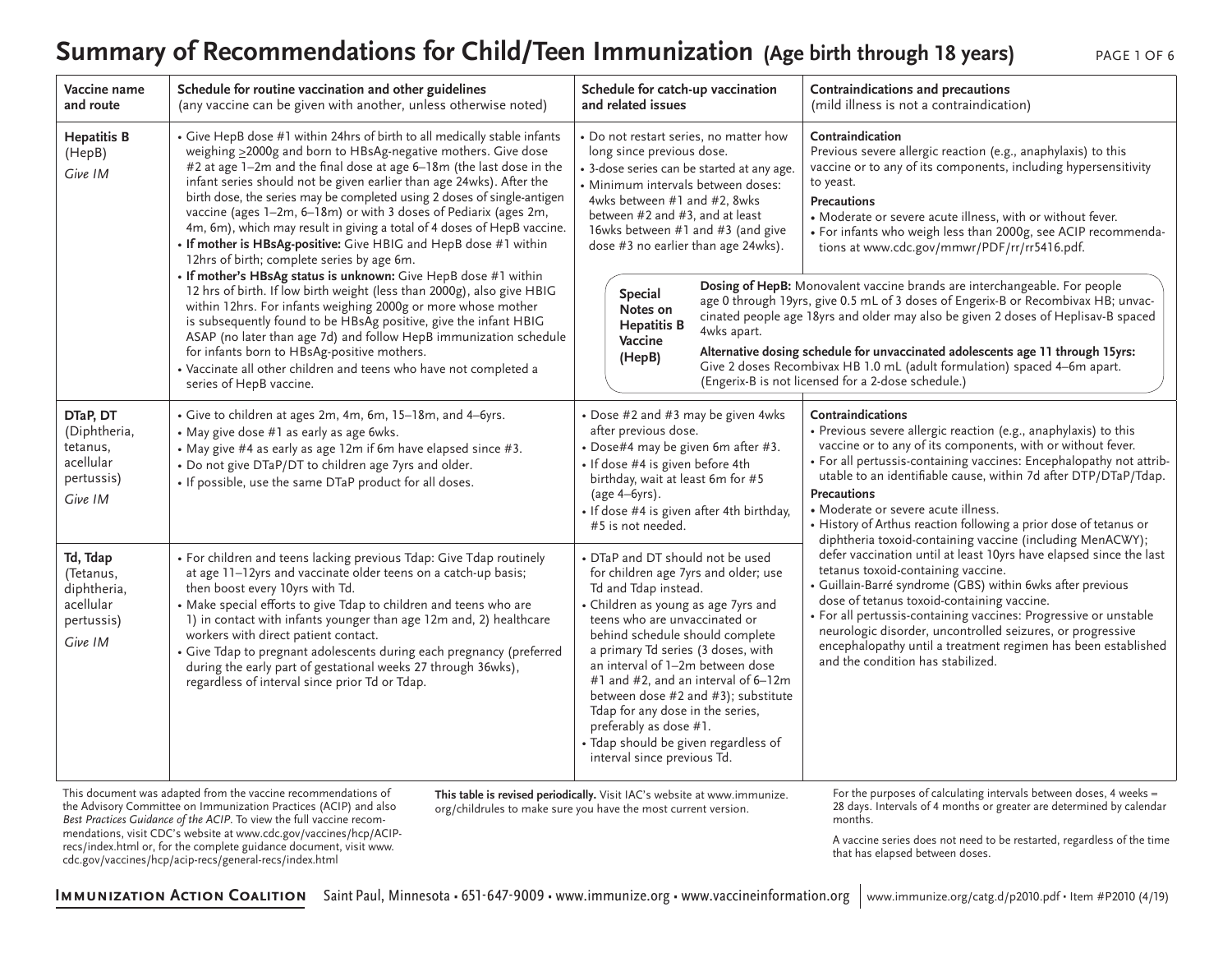# Summary of Recommendations for Child/Teen Immunization (Age birth through 18 years)

| Vaccine name and route | Schedule for routine vaccination and other guidelines (any vaccine can be given with another, unless otherwise noted) | Schedule for catch-up vaccination and related issues | Contraindications and precautions (mild illness is not a contraindication) |
|---|---|---|---|
| **Hepatitis B** (HepB) *Give IM* | • Give HepB dose #1 within 24hrs of birth to all medically stable infants weighing ≥2000g and born to HBsAg-negative mothers. Give dose #2 at age 1–2m and the final dose at age 6–18m (the last dose in the infant series should not be given earlier than age 24wks). After the birth dose, the series may be completed using 2 doses of single-antigen vaccine (ages 1–2m, 6–18m) or with 3 doses of Pediarix (ages 2m, 4m, 6m), which may result in giving a total of 4 doses of HepB vaccine.<br>• **If mother is HBsAg-positive:** Give HBIG and HepB dose #1 within 12hrs of birth; complete series by age 6m.<br>• **If mother's HBsAg status is unknown:** Give HepB dose #1 within 12 hrs of birth. If low birth weight (less than 2000g), also give HBIG within 12hrs. For infants weighing 2000g or more whose mother is subsequently found to be HBsAg positive, give the infant HBIG ASAP (no later than age 7d) and follow HepB immunization schedule for infants born to HBsAg-positive mothers.<br>• Vaccinate all other children and teens who have not completed a series of HepB vaccine. | • Do not restart series, no matter how long since previous dose.<br>• 3-dose series can be started at any age.<br>• Minimum intervals between doses: 4wks between #1 and #2, 8wks between #2 and #3, and at least 16wks between #1 and #3 (and give dose #3 no earlier than age 24wks).<br><br>**Special Notes on Hepatitis B Vaccine (HepB)**<br>**Dosing of HepB:** Monovalent vaccine brands are interchangeable. For people age 0 through 19yrs, give 0.5 mL of 3 doses of Engerix-B or Recombivax HB; unvaccinated people age 18yrs and older may also be given 2 doses of Heplisav-B spaced 4wks apart.<br>**Alternative dosing schedule for unvaccinated adolescents age 11 through 15yrs:** Give 2 doses Recombivax HB 1.0 mL (adult formulation) spaced 4–6m apart. (Engerix-B is not licensed for a 2-dose schedule.) | **Contraindication**<br>Previous severe allergic reaction (e.g., anaphylaxis) to this vaccine or to any of its components, including hypersensitivity to yeast.<br>**Precautions**<br>• Moderate or severe acute illness, with or without fever.<br>• For infants who weigh less than 2000g, see ACIP recommendations at www.cdc.gov/mmwr/PDF/rr/rr5416.pdf. |
| **DTaP, DT** (Diphtheria, tetanus, acellular pertussis) *Give IM* | • Give to children at ages 2m, 4m, 6m, 15–18m, and 4–6yrs.<br>• May give dose #1 as early as age 6wks.<br>• May give #4 as early as age 12m if 6m have elapsed since #3.<br>• Do not give DTaP/DT to children age 7yrs and older.<br>• If possible, use the same DTaP product for all doses. | • Dose #2 and #3 may be given 4wks after previous dose.<br>• Dose#4 may be given 6m after #3.<br>• If dose #4 is given before 4th birthday, wait at least 6m for #5 (age 4–6yrs).<br>• If dose #4 is given after 4th birthday, #5 is not needed. | **Contraindications**<br>• Previous severe allergic reaction (e.g., anaphylaxis) to this vaccine or to any of its components, with or without fever.<br>• For all pertussis-containing vaccines: Encephalopathy not attributable to an identifiable cause, within 7d after DTP/DTaP/Tdap.<br>**Precautions**<br>• Moderate or severe acute illness.<br>• History of Arthus reaction following a prior dose of tetanus or diphtheria toxoid-containing vaccine (including MenACWY); defer vaccination until at least 10yrs have elapsed since the last tetanus toxoid-containing vaccine.<br>• Guillain-Barré syndrome (GBS) within 6wks after previous dose of tetanus toxoid-containing vaccine.<br>• For all pertussis-containing vaccines: Progressive or unstable neurologic disorder, uncontrolled seizures, or progressive encephalopathy until a treatment regimen has been established and the condition has stabilized. |
| **Td, Tdap** (Tetanus, diphtheria, acellular pertussis) *Give IM* | • For children and teens lacking previous Tdap: Give Tdap routinely at age 11–12yrs and vaccinate older teens on a catch-up basis; then boost every 10yrs with Td.<br>• Make special efforts to give Tdap to children and teens who are 1) in contact with infants younger than age 12m and, 2) healthcare workers with direct patient contact.<br>• Give Tdap to pregnant adolescents during each pregnancy (preferred during the early part of gestational weeks 27 through 36wks), regardless of interval since prior Td or Tdap. | • DTaP and DT should not be used for children age 7yrs and older; use Td and Tdap instead.<br>• Children as young as age 7yrs and teens who are unvaccinated or behind schedule should complete a primary Td series (3 doses, with an interval of 1–2m between dose #1 and #2, and an interval of 6–12m between dose #2 and #3); substitute Tdap for any dose in the series, preferably as dose #1.<br>• Tdap should be given regardless of interval since previous Td. | |

This document was adapted from the vaccine recommendations of the Advisory Committee on Immunization Practices (ACIP) and also *Best Practices Guidance of the ACIP*. To view the full vaccine recommendations, visit CDC's website at www.cdc.gov/vaccines/hcp/ACIP-recs/index.html or, for the complete guidance document, visit www.cdc.gov/vaccines/hcp/acip-recs/general-recs/index.html

**This table is revised periodically.** Visit IAC's website at www.immunize.org/childrules to make sure you have the most current version.

For the purposes of calculating intervals between doses, 4 weeks = 28 days. Intervals of 4 months or greater are determined by calendar months.

A vaccine series does not need to be restarted, regardless of the time that has elapsed between doses.

**Immunization Action Coalition** Saint Paul, Minnesota • 651-647-9009 • www.immunize.org • www.vaccineinformation.org | www.immunize.org/catg.d/p2010.pdf • Item #P2010 (4/19)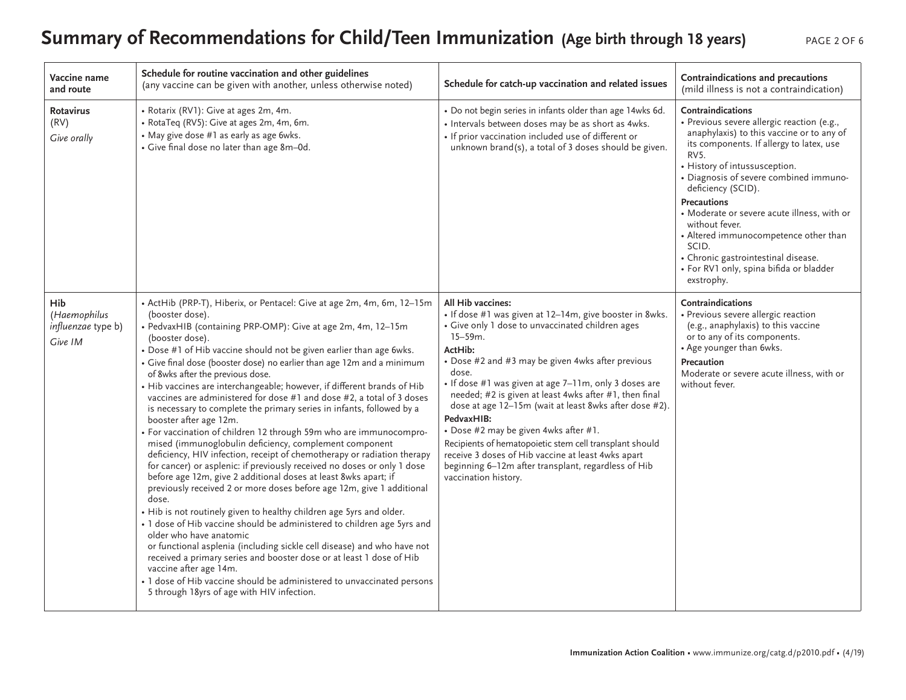# Summary of Recommendations for Child/Teen Immunization (Age birth through 18 years)

| Vaccine name and route | Schedule for routine vaccination and other guidelines (any vaccine can be given with another, unless otherwise noted) | Schedule for catch-up vaccination and related issues | Contraindications and precautions (mild illness is not a contraindication) |
|---|---|---|---|
| **Rotavirus** (RV) *Give orally* | • Rotarix (RV1): Give at ages 2m, 4m.<br>• RotaTeq (RV5): Give at ages 2m, 4m, 6m.<br>• May give dose #1 as early as age 6wks.<br>• Give final dose no later than age 8m–0d. | • Do not begin series in infants older than age 14wks 6d.<br>• Intervals between doses may be as short as 4wks.<br>• If prior vaccination included use of different or unknown brand(s), a total of 3 doses should be given. | **Contraindications**<br>• Previous severe allergic reaction (e.g., anaphylaxis) to this vaccine or to any of its components. If allergy to latex, use RV5.<br>• History of intussusception.<br>• Diagnosis of severe combined immunodeficiency (SCID).<br>**Precautions**<br>• Moderate or severe acute illness, with or without fever.<br>• Altered immunocompetence other than SCID.<br>• Chronic gastrointestinal disease.<br>• For RV1 only, spina bifida or bladder exstrophy. |
| **Hib** (*Haemophilus influenzae* type b) *Give IM* | • ActHib (PRP-T), Hiberix, or Pentacel: Give at age 2m, 4m, 6m, 12–15m (booster dose).<br>• PedvaxHIB (containing PRP-OMP): Give at age 2m, 4m, 12–15m (booster dose).<br>• Dose #1 of Hib vaccine should not be given earlier than age 6wks.<br>• Give final dose (booster dose) no earlier than age 12m and a minimum of 8wks after the previous dose.<br>• Hib vaccines are interchangeable; however, if different brands of Hib vaccines are administered for dose #1 and dose #2, a total of 3 doses is necessary to complete the primary series in infants, followed by a booster after age 12m.<br>• For vaccination of children 12 through 59m who are immunocompromised (immunoglobulin deficiency, complement component deficiency, HIV infection, receipt of chemotherapy or radiation therapy for cancer) or asplenic: if previously received no doses or only 1 dose before age 12m, give 2 additional doses at least 8wks apart; if previously received 2 or more doses before age 12m, give 1 additional dose.<br>• Hib is not routinely given to healthy children age 5yrs and older.<br>• 1 dose of Hib vaccine should be administered to children age 5yrs and older who have anatomic or functional asplenia (including sickle cell disease) and who have not received a primary series and booster dose or at least 1 dose of Hib vaccine after age 14m.<br>• 1 dose of Hib vaccine should be administered to unvaccinated persons 5 through 18yrs of age with HIV infection. | **All Hib vaccines:**<br>• If dose #1 was given at 12–14m, give booster in 8wks.<br>• Give only 1 dose to unvaccinated children ages 15–59m.<br>**ActHib:**<br>• Dose #2 and #3 may be given 4wks after previous dose.<br>• If dose #1 was given at age 7–11m, only 3 doses are needed; #2 is given at least 4wks after #1, then final dose at age 12–15m (wait at least 8wks after dose #2).<br>**PedvaxHIB:**<br>• Dose #2 may be given 4wks after #1.<br>Recipients of hematopoietic stem cell transplant should receive 3 doses of Hib vaccine at least 4wks apart beginning 6–12m after transplant, regardless of Hib vaccination history. | **Contraindications**<br>• Previous severe allergic reaction (e.g., anaphylaxis) to this vaccine or to any of its components.<br>• Age younger than 6wks.<br>**Precaution**<br>Moderate or severe acute illness, with or without fever. |

**Immunization Action Coalition** • www.immunize.org/catg.d/p2010.pdf • (4/19)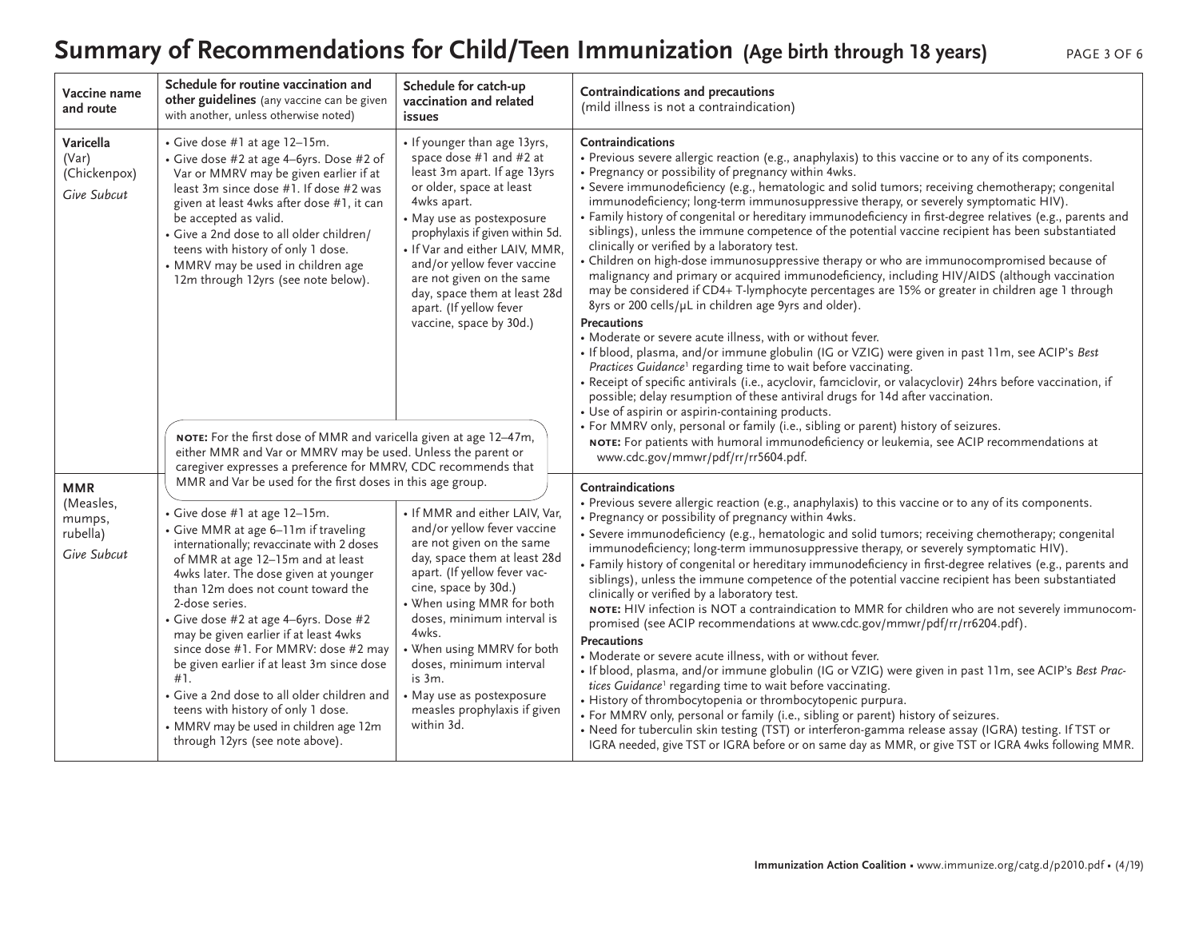# Summary of Recommendations for Child/Teen Immunization (Age birth through 18 years)

| Vaccine name and route | Schedule for routine vaccination and other guidelines (any vaccine can be given with another, unless otherwise noted) | Schedule for catch-up vaccination and related issues | Contraindications and precautions (mild illness is not a contraindication) |
|---|---|---|---|
| **Varicella** (Var) (Chickenpox) *Give Subcut* | • Give dose #1 at age 12–15m.<br>• Give dose #2 at age 4–6yrs. Dose #2 of Var or MMRV may be given earlier if at least 3m since dose #1. If dose #2 was given at least 4wks after dose #1, it can be accepted as valid.<br>• Give a 2nd dose to all older children/teens with history of only 1 dose.<br>• MMRV may be used in children age 12m through 12yrs (see note below). | • If younger than age 13yrs, space dose #1 and #2 at least 3m apart. If age 13yrs or older, space at least 4wks apart.<br>• May use as postexposure prophylaxis if given within 5d.<br>• If Var and either LAIV, MMR, and/or yellow fever vaccine are not given on the same day, space them at least 28d apart. (If yellow fever vaccine, space by 30d.) | **Contraindications**<br>• Previous severe allergic reaction (e.g., anaphylaxis) to this vaccine or to any of its components.<br>• Pregnancy or possibility of pregnancy within 4wks.<br>• Severe immunodeficiency (e.g., hematologic and solid tumors; receiving chemotherapy; congenital immunodeficiency; long-term immunosuppressive therapy, or severely symptomatic HIV).<br>• Family history of congenital or hereditary immunodeficiency in first-degree relatives (e.g., parents and siblings), unless the immune competence of the potential vaccine recipient has been substantiated clinically or verified by a laboratory test.<br>• Children on high-dose immunosuppressive therapy or who are immunocompromised because of malignancy and primary or acquired immunodeficiency, including HIV/AIDS (although vaccination may be considered if CD4+ T-lymphocyte percentages are 15% or greater in children age 1 through 8yrs or 200 cells/µL in children age 9yrs and older).<br>**Precautions**<br>• Moderate or severe acute illness, with or without fever.<br>• If blood, plasma, and/or immune globulin (IG or VZIG) were given in past 11m, see ACIP's *Best Practices Guidance*[1] regarding time to wait before vaccinating.<br>• Receipt of specific antivirals (i.e., acyclovir, famciclovir, or valacyclovir) 24hrs before vaccination, if possible; delay resumption of these antiviral drugs for 14d after vaccination.<br>• Use of aspirin or aspirin-containing products.<br>• For MMRV only, personal or family (i.e., sibling or parent) history of seizures.<br>**NOTE:** For patients with humoral immunodeficiency or leukemia, see ACIP recommendations at www.cdc.gov/mmwr/pdf/rr/rr5604.pdf. |
| | **NOTE:** For the first dose of MMR and varicella given at age 12–47m, either MMR and Var or MMRV may be used. Unless the parent or caregiver expresses a preference for MMRV, CDC recommends that MMR and Var be used for the first doses in this age group. | | |
| **MMR** (Measles, mumps, rubella) *Give Subcut* | • Give dose #1 at age 12–15m.<br>• Give MMR at age 6–11m if traveling internationally; revaccinate with 2 doses of MMR at age 12–15m and at least 4wks later. The dose given at younger than 12m does not count toward the 2-dose series.<br>• Give dose #2 at age 4–6yrs. Dose #2 may be given earlier if at least 4wks since dose #1. For MMRV: dose #2 may be given earlier if at least 3m since dose #1.<br>• Give a 2nd dose to all older children and teens with history of only 1 dose.<br>• MMRV may be used in children age 12m through 12yrs (see note above). | • If MMR and either LAIV, Var, and/or yellow fever vaccine are not given on the same day, space them at least 28d apart. (If yellow fever vaccine, space by 30d.)<br>• When using MMR for both doses, minimum interval is 4wks.<br>• When using MMRV for both doses, minimum interval is 3m.<br>• May use as postexposure measles prophylaxis if given within 3d. | **Contraindications**<br>• Previous severe allergic reaction (e.g., anaphylaxis) to this vaccine or to any of its components.<br>• Pregnancy or possibility of pregnancy within 4wks.<br>• Severe immunodeficiency (e.g., hematologic and solid tumors; receiving chemotherapy; congenital immunodeficiency; long-term immunosuppressive therapy, or severely symptomatic HIV).<br>• Family history of congenital or hereditary immunodeficiency in first-degree relatives (e.g., parents and siblings), unless the immune competence of the potential vaccine recipient has been substantiated clinically or verified by a laboratory test.<br>**NOTE:** HIV infection is NOT a contraindication to MMR for children who are not severely immunocompromised (see ACIP recommendations at www.cdc.gov/mmwr/pdf/rr/rr6204.pdf).<br>**Precautions**<br>• Moderate or severe acute illness, with or without fever.<br>• If blood, plasma, and/or immune globulin (IG or VZIG) were given in past 11m, see ACIP's *Best Practices Guidance*[1] regarding time to wait before vaccinating.<br>• History of thrombocytopenia or thrombocytopenic purpura.<br>• For MMRV only, personal or family (i.e., sibling or parent) history of seizures.<br>• Need for tuberculin skin testing (TST) or interferon-gamma release assay (IGRA) testing. If TST or IGRA needed, give TST or IGRA before or on same day as MMR, or give TST or IGRA 4wks following MMR. |

**Immunization Action Coalition** • www.immunize.org/catg.d/p2010.pdf • (4/19)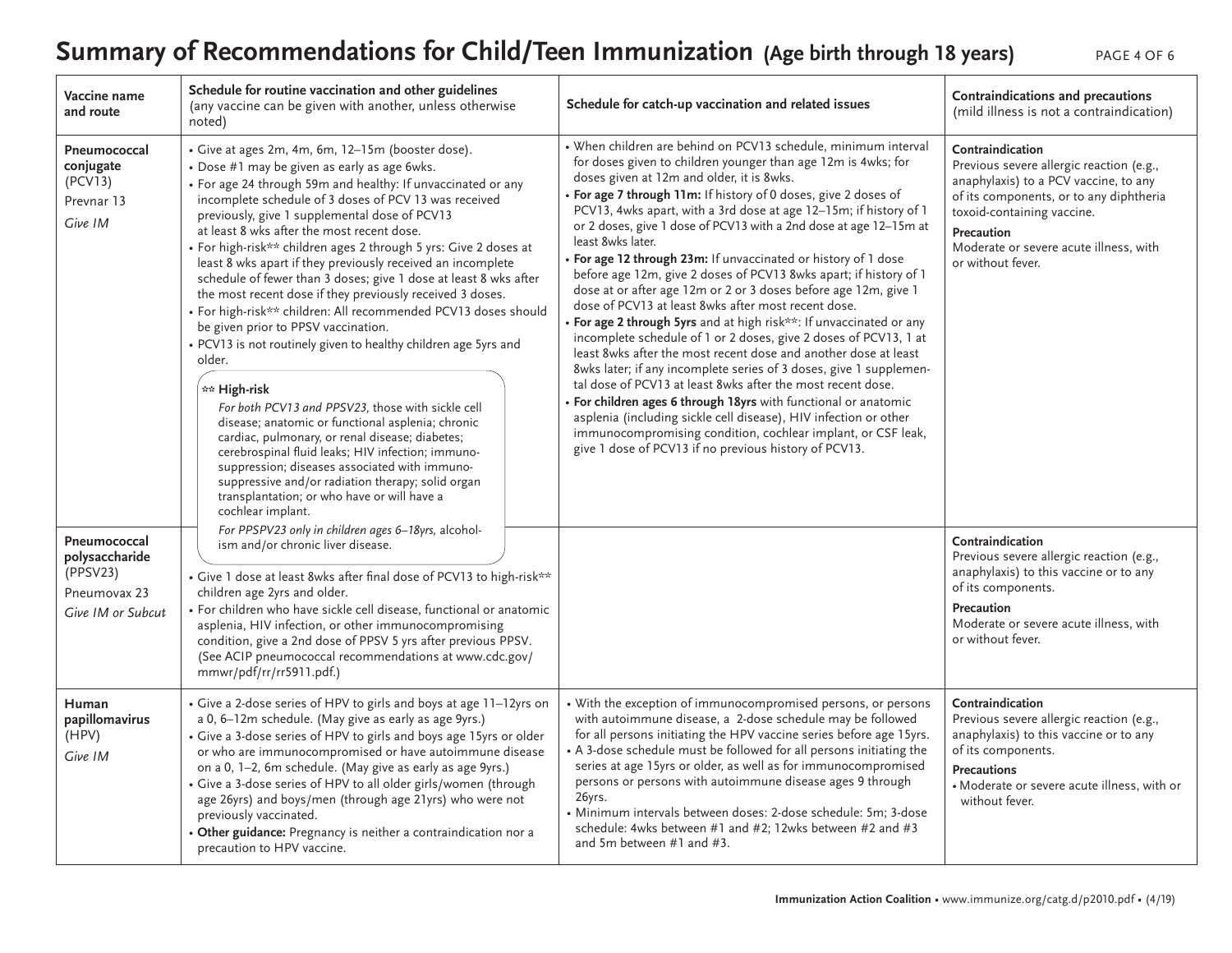# Summary of Recommendations for Child/Teen Immunization (Age birth through 18 years)

| Vaccine name and route | Schedule for routine vaccination and other guidelines (any vaccine can be given with another, unless otherwise noted) | Schedule for catch-up vaccination and related issues | Contraindications and precautions (mild illness is not a contraindication) |
|---|---|---|---|
| **Pneumococcal conjugate** (PCV13) Prevnar 13 *Give IM* | • Give at ages 2m, 4m, 6m, 12–15m (booster dose).<br>• Dose #1 may be given as early as age 6wks.<br>• For age 24 through 59m and healthy: If unvaccinated or any incomplete schedule of 3 doses of PCV 13 was received previously, give 1 supplemental dose of PCV13 at least 8 wks after the most recent dose.<br>• For high-risk** children ages 2 through 5 yrs: Give 2 doses at least 8 wks apart if they previously received an incomplete schedule of fewer than 3 doses; give 1 dose at least 8 wks after the most recent dose if they previously received 3 doses.<br>• For high-risk** children: All recommended PCV13 doses should be given prior to PPSV vaccination.<br>• PCV13 is not routinely given to healthy children age 5yrs and older.<br><br>**\*\* High-risk**<br>*For both PCV13 and PPSV23,* those with sickle cell disease; anatomic or functional asplenia; chronic cardiac, pulmonary, or renal disease; diabetes; cerebrospinal fluid leaks; HIV infection; immunosuppression; diseases associated with immunosuppressive and/or radiation therapy; solid organ transplantation; or who have or will have a cochlear implant.<br>*For PPSPV23 only in children ages 6–18yrs,* alcoholism and/or chronic liver disease. | • When children are behind on PCV13 schedule, minimum interval for doses given to children younger than age 12m is 4wks; for doses given at 12m and older, it is 8wks.<br>• **For age 7 through 11m:** If history of 0 doses, give 2 doses of PCV13, 4wks apart, with a 3rd dose at age 12–15m; if history of 1 or 2 doses, give 1 dose of PCV13 with a 2nd dose at age 12–15m at least 8wks later.<br>• **For age 12 through 23m:** If unvaccinated or history of 1 dose before age 12m, give 2 doses of PCV13 8wks apart; if history of 1 dose at or after age 12m or 2 or 3 doses before age 12m, give 1 dose of PCV13 at least 8wks after most recent dose.<br>• **For age 2 through 5yrs** and at high risk**: If unvaccinated or any incomplete schedule of 1 or 2 doses, give 2 doses of PCV13, 1 at least 8wks after the most recent dose and another dose at least 8wks later; if any incomplete series of 3 doses, give 1 supplemental dose of PCV13 at least 8wks after the most recent dose.<br>• **For children ages 6 through 18yrs** with functional or anatomic asplenia (including sickle cell disease), HIV infection or other immunocompromising condition, cochlear implant, or CSF leak, give 1 dose of PCV13 if no previous history of PCV13. | **Contraindication**<br>Previous severe allergic reaction (e.g., anaphylaxis) to a PCV vaccine, to any of its components, or to any diphtheria toxoid-containing vaccine.<br>**Precaution**<br>Moderate or severe acute illness, with or without fever. |
| **Pneumococcal polysaccharide** (PPSV23) Pneumovax 23 *Give IM or Subcut* | • Give 1 dose at least 8wks after final dose of PCV13 to high-risk** children age 2yrs and older.<br>• For children who have sickle cell disease, functional or anatomic asplenia, HIV infection, or other immunocompromising condition, give a 2nd dose of PPSV 5 yrs after previous PPSV. (See ACIP pneumococcal recommendations at www.cdc.gov/mmwr/pdf/rr/rr5911.pdf.) | | **Contraindication**<br>Previous severe allergic reaction (e.g., anaphylaxis) to this vaccine or to any of its components.<br>**Precaution**<br>Moderate or severe acute illness, with or without fever. |
| **Human papillomavirus** (HPV) *Give IM* | • Give a 2-dose series of HPV to girls and boys at age 11–12yrs on a 0, 6–12m schedule. (May give as early as age 9yrs.)<br>• Give a 3-dose series of HPV to girls and boys age 15yrs or older or who are immunocompromised or have autoimmune disease on a 0, 1–2, 6m schedule. (May give as early as age 9yrs.)<br>• Give a 3-dose series of HPV to all older girls/women (through age 26yrs) and boys/men (through age 21yrs) who were not previously vaccinated.<br>• **Other guidance:** Pregnancy is neither a contraindication nor a precaution to HPV vaccine. | • With the exception of immunocompromised persons, or persons with autoimmune disease, a 2-dose schedule may be followed for all persons initiating the HPV vaccine series before age 15yrs.<br>• A 3-dose schedule must be followed for all persons initiating the series at age 15yrs or older, as well as for immunocompromised persons or persons with autoimmune disease ages 9 through 26yrs.<br>• Minimum intervals between doses: 2-dose schedule: 5m; 3-dose schedule: 4wks between #1 and #2; 12wks between #2 and #3 and 5m between #1 and #3. | **Contraindication**<br>Previous severe allergic reaction (e.g., anaphylaxis) to this vaccine or to any of its components.<br>**Precautions**<br>• Moderate or severe acute illness, with or without fever. |

**Immunization Action Coalition** • www.immunize.org/catg.d/p2010.pdf • (4/19)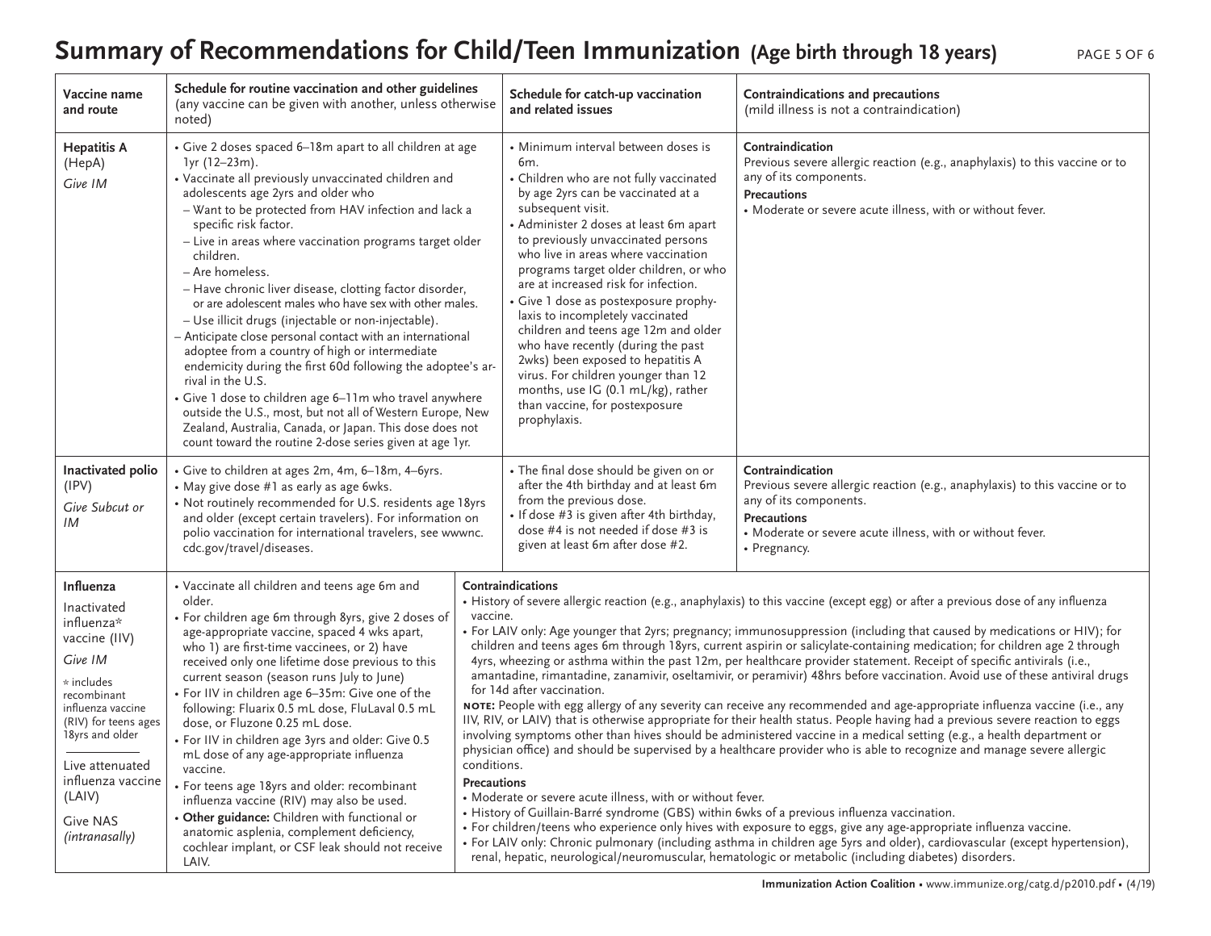# Summary of Recommendations for Child/Teen Immunization (Age birth through 18 years)

| Vaccine name and route | Schedule for routine vaccination and other guidelines (any vaccine can be given with another, unless otherwise noted) | Schedule for catch-up vaccination and related issues | Contraindications and precautions (mild illness is not a contraindication) |
|---|---|---|---|
| **Hepatitis A** (HepA) *Give IM* | • Give 2 doses spaced 6–18m apart to all children at age 1yr (12–23m).<br>• Vaccinate all previously unvaccinated children and adolescents age 2yrs and older who<br>– Want to be protected from HAV infection and lack a specific risk factor.<br>– Live in areas where vaccination programs target older children.<br>– Are homeless.<br>– Have chronic liver disease, clotting factor disorder, or are adolescent males who have sex with other males.<br>– Use illicit drugs (injectable or non-injectable).<br>– Anticipate close personal contact with an international adoptee from a country of high or intermediate endemicity during the first 60d following the adoptee's arrival in the U.S.<br>• Give 1 dose to children age 6–11m who travel anywhere outside the U.S., most, but not all of Western Europe, New Zealand, Australia, Canada, or Japan. This dose does not count toward the routine 2-dose series given at age 1yr. | • Minimum interval between doses is 6m.<br>• Children who are not fully vaccinated by age 2yrs can be vaccinated at a subsequent visit.<br>• Administer 2 doses at least 6m apart to previously unvaccinated persons who live in areas where vaccination programs target older children, or who are at increased risk for infection.<br>• Give 1 dose as postexposure prophylaxis to incompletely vaccinated children and teens age 12m and older who have recently (during the past 2wks) been exposed to hepatitis A virus. For children younger than 12 months, use IG (0.1 mL/kg), rather than vaccine, for postexposure prophylaxis. | **Contraindication**<br>Previous severe allergic reaction (e.g., anaphylaxis) to this vaccine or to any of its components.<br>**Precautions**<br>• Moderate or severe acute illness, with or without fever. |
| **Inactivated polio** (IPV) *Give Subcut or IM* | • Give to children at ages 2m, 4m, 6–18m, 4–6yrs.<br>• May give dose #1 as early as age 6wks.<br>• Not routinely recommended for U.S. residents age 18yrs and older (except certain travelers). For information on polio vaccination for international travelers, see wwwnc.cdc.gov/travel/diseases. | • The final dose should be given on or after the 4th birthday and at least 6m from the previous dose.<br>• If dose #3 is given after 4th birthday, dose #4 is not needed if dose #3 is given at least 6m after dose #2. | **Contraindication**<br>Previous severe allergic reaction (e.g., anaphylaxis) to this vaccine or to any of its components.<br>**Precautions**<br>• Moderate or severe acute illness, with or without fever.<br>• Pregnancy. |
| **Influenza** Inactivated influenza* vaccine (IIV) *Give IM*<br>* includes recombinant influenza vaccine (RIV) for teens ages 18yrs and older<br><br>Live attenuated influenza vaccine (LAIV) Give NAS *(intranasally)* | • Vaccinate all children and teens age 6m and older.<br>• For children age 6m through 8yrs, give 2 doses of age-appropriate vaccine, spaced 4 wks apart, who 1) are first-time vaccinees, or 2) have received only one lifetime dose previous to this current season (season runs July to June)<br>• For IIV in children age 6–35m: Give one of the following: Fluarix 0.5 mL dose, FluLaval 0.5 mL dose, or Fluzone 0.25 mL dose.<br>• For IIV in children age 3yrs and older: Give 0.5 mL dose of any age-appropriate influenza vaccine.<br>• For teens age 18yrs and older: recombinant influenza vaccine (RIV) may also be used.<br>• **Other guidance:** Children with functional or anatomic asplenia, complement deficiency, cochlear implant, or CSF leak should not receive LAIV. | **Contraindications**<br>• History of severe allergic reaction (e.g., anaphylaxis) to this vaccine (except egg) or after a previous dose of any influenza vaccine.<br>• For LAIV only: Age younger that 2yrs; pregnancy; immunosuppression (including that caused by medications or HIV); for children and teens ages 6m through 18yrs, current aspirin or salicylate-containing medication; for children age 2 through 4yrs, wheezing or asthma within the past 12m, per healthcare provider statement. Receipt of specific antivirals (i.e., amantadine, rimantadine, zanamivir, oseltamivir, or peramivir) 48hrs before vaccination. Avoid use of these antiviral drugs for 14d after vaccination.<br>**NOTE:** People with egg allergy of any severity can receive any recommended and age-appropriate influenza vaccine (i.e., any IIV, RIV, or LAIV) that is otherwise appropriate for their health status. People having had a previous severe reaction to eggs involving symptoms other than hives should be administered vaccine in a medical setting (e.g., a health department or physician office) and should be supervised by a healthcare provider who is able to recognize and manage severe allergic conditions.<br>**Precautions**<br>• Moderate or severe acute illness, with or without fever.<br>• History of Guillain-Barré syndrome (GBS) within 6wks of a previous influenza vaccination.<br>• For children/teens who experience only hives with exposure to eggs, give any age-appropriate influenza vaccine.<br>• For LAIV only: Chronic pulmonary (including asthma in children age 5yrs and older), cardiovascular (except hypertension), renal, hepatic, neurological/neuromuscular, hematologic or metabolic (including diabetes) disorders. | |

**Immunization Action Coalition** • www.immunize.org/catg.d/p2010.pdf • (4/19)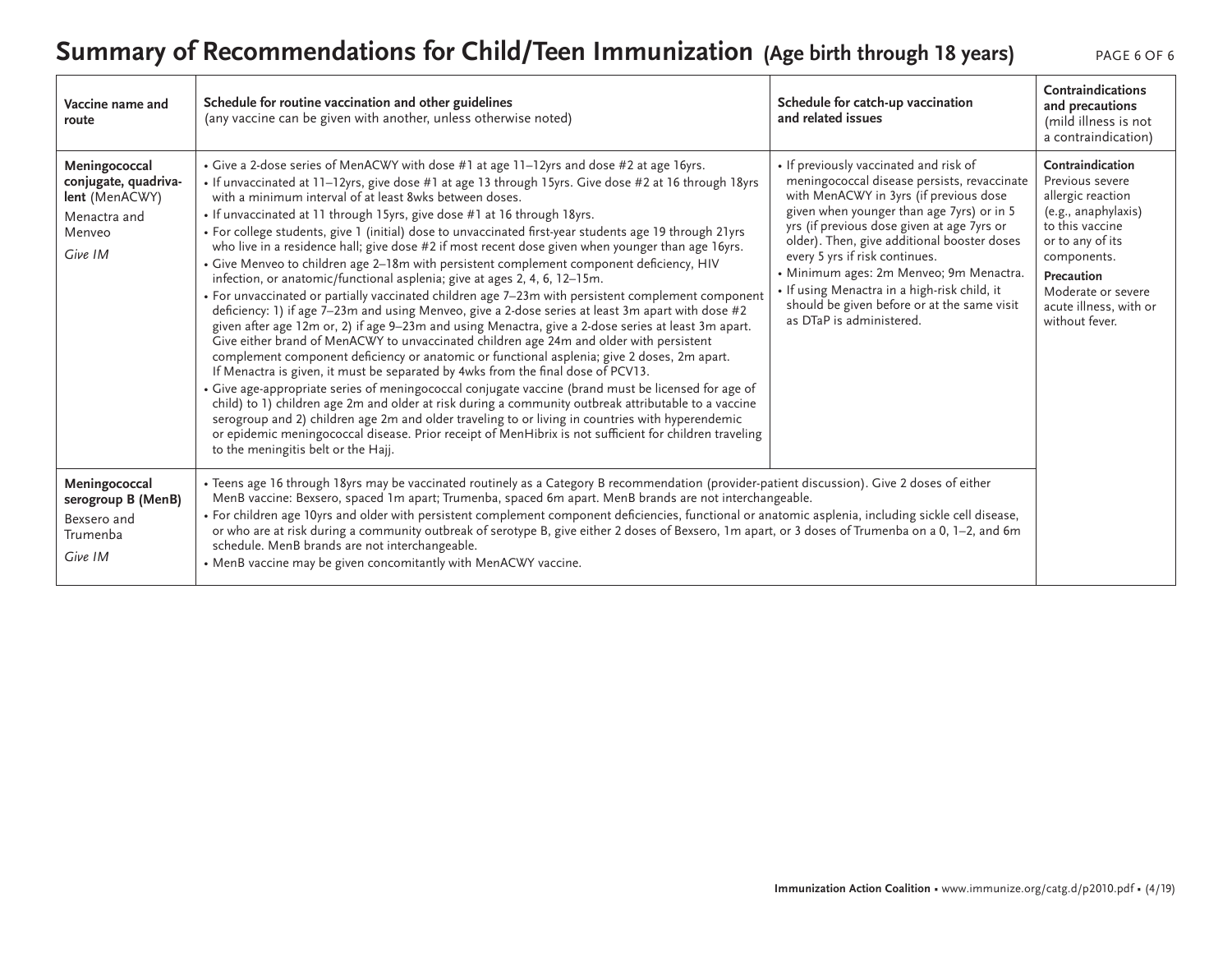# Summary of Recommendations for Child/Teen Immunization (Age birth through 18 years)

| Vaccine name and route | Schedule for routine vaccination and other guidelines (any vaccine can be given with another, unless otherwise noted) | Schedule for catch-up vaccination and related issues | Contraindications and precautions (mild illness is not a contraindication) |
|---|---|---|---|
| **Meningococcal conjugate, quadrivalent** (MenACWY)<br>Menactra and Menveo<br>*Give IM* | • Give a 2-dose series of MenACWY with dose #1 at age 11–12yrs and dose #2 at age 16yrs.<br>• If unvaccinated at 11–12yrs, give dose #1 at age 13 through 15yrs. Give dose #2 at 16 through 18yrs with a minimum interval of at least 8wks between doses.<br>• If unvaccinated at 11 through 15yrs, give dose #1 at 16 through 18yrs.<br>• For college students, give 1 (initial) dose to unvaccinated first-year students age 19 through 21yrs who live in a residence hall; give dose #2 if most recent dose given when younger than age 16yrs.<br>• Give Menveo to children age 2–18m with persistent complement component deficiency, HIV infection, or anatomic/functional asplenia; give at ages 2, 4, 6, 12–15m.<br>• For unvaccinated or partially vaccinated children age 7–23m with persistent complement component deficiency: 1) if age 7–23m and using Menveo, give a 2-dose series at least 3m apart with dose #2 given after age 12m or, 2) if age 9–23m and using Menactra, give a 2-dose series at least 3m apart. Give either brand of MenACWY to unvaccinated children age 24m and older with persistent complement component deficiency or anatomic or functional asplenia; give 2 doses, 2m apart. If Menactra is given, it must be separated by 4wks from the final dose of PCV13.<br>• Give age-appropriate series of meningococcal conjugate vaccine (brand must be licensed for age of child) to 1) children age 2m and older at risk during a community outbreak attributable to a vaccine serogroup and 2) children age 2m and older traveling to or living in countries with hyperendemic or epidemic meningococcal disease. Prior receipt of MenHibrix is not sufficient for children traveling to the meningitis belt or the Hajj. | • If previously vaccinated and risk of meningococcal disease persists, revaccinate with MenACWY in 3yrs (if previous dose given when younger than age 7yrs) or in 5 yrs (if previous dose given at age 7yrs or older). Then, give additional booster doses every 5 yrs if risk continues.<br>• Minimum ages: 2m Menveo; 9m Menactra.<br>• If using Menactra in a high-risk child, it should be given before or at the same visit as DTaP is administered. | **Contraindication**<br>Previous severe allergic reaction (e.g., anaphylaxis) to this vaccine or to any of its components.<br>**Precaution**<br>Moderate or severe acute illness, with or without fever. |
| **Meningococcal serogroup B (MenB)**<br>Bexsero and Trumenba<br>*Give IM* | • Teens age 16 through 18yrs may be vaccinated routinely as a Category B recommendation (provider-patient discussion). Give 2 doses of either MenB vaccine: Bexsero, spaced 1m apart; Trumenba, spaced 6m apart. MenB brands are not interchangeable.<br>• For children age 10yrs and older with persistent complement component deficiencies, functional or anatomic asplenia, including sickle cell disease, or who are at risk during a community outbreak of serotype B, give either 2 doses of Bexsero, 1m apart, or 3 doses of Trumenba on a 0, 1–2, and 6m schedule. MenB brands are not interchangeable.<br>• MenB vaccine may be given concomitantly with MenACWY vaccine. | | |

**Immunization Action Coalition** • www.immunize.org/catg.d/p2010.pdf • (4/19)